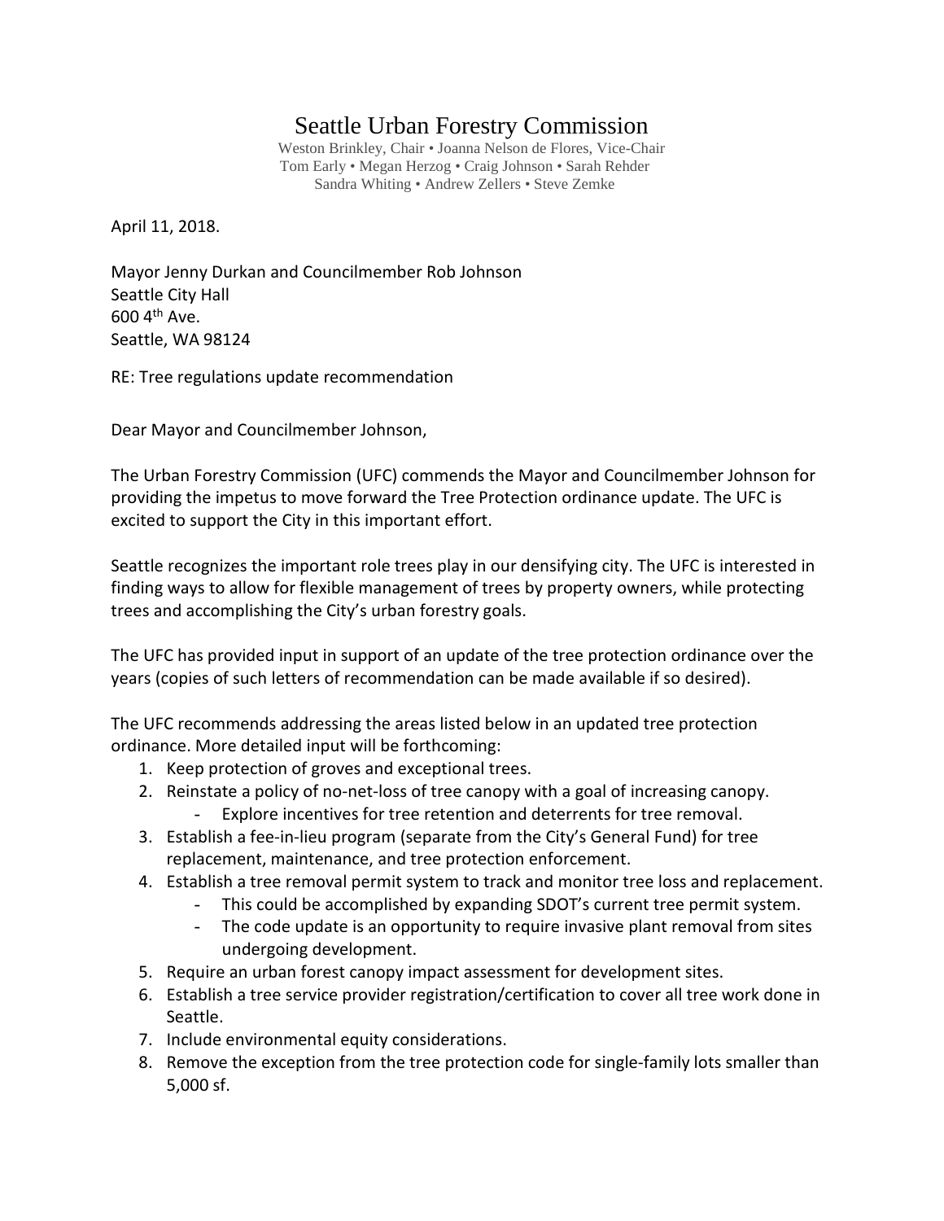# Seattle Urban Forestry Commission

Weston Brinkley, Chair • Joanna Nelson de Flores, Vice-Chair
Tom Early • Megan Herzog • Craig Johnson • Sarah Rehder
Sandra Whiting • Andrew Zellers • Steve Zemke

April 11, 2018.

Mayor Jenny Durkan and Councilmember Rob Johnson
Seattle City Hall
600 4th Ave.
Seattle, WA 98124

RE: Tree regulations update recommendation

Dear Mayor and Councilmember Johnson,

The Urban Forestry Commission (UFC) commends the Mayor and Councilmember Johnson for providing the impetus to move forward the Tree Protection ordinance update. The UFC is excited to support the City in this important effort.

Seattle recognizes the important role trees play in our densifying city. The UFC is interested in finding ways to allow for flexible management of trees by property owners, while protecting trees and accomplishing the City's urban forestry goals.

The UFC has provided input in support of an update of the tree protection ordinance over the years (copies of such letters of recommendation can be made available if so desired).

The UFC recommends addressing the areas listed below in an updated tree protection ordinance. More detailed input will be forthcoming:

1. Keep protection of groves and exceptional trees.
2. Reinstate a policy of no-net-loss of tree canopy with a goal of increasing canopy.
   - Explore incentives for tree retention and deterrents for tree removal.
3. Establish a fee-in-lieu program (separate from the City's General Fund) for tree replacement, maintenance, and tree protection enforcement.
4. Establish a tree removal permit system to track and monitor tree loss and replacement.
   - This could be accomplished by expanding SDOT's current tree permit system.
   - The code update is an opportunity to require invasive plant removal from sites undergoing development.
5. Require an urban forest canopy impact assessment for development sites.
6. Establish a tree service provider registration/certification to cover all tree work done in Seattle.
7. Include environmental equity considerations.
8. Remove the exception from the tree protection code for single-family lots smaller than 5,000 sf.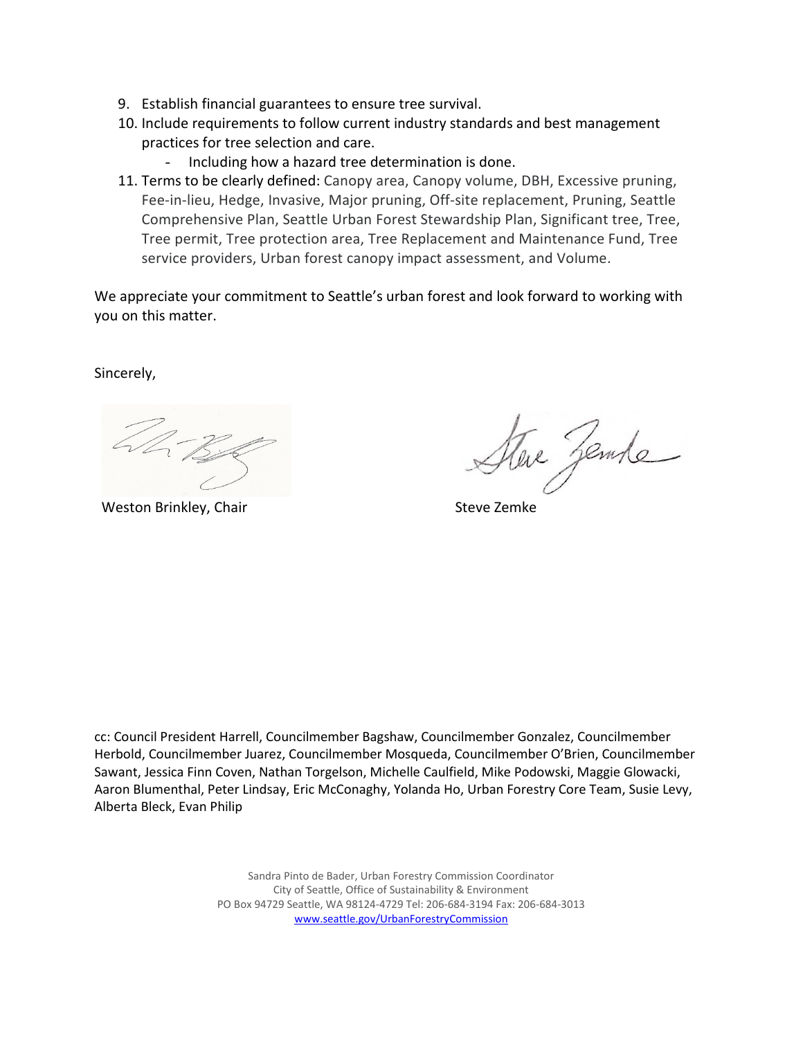9. Establish financial guarantees to ensure tree survival.
10. Include requirements to follow current industry standards and best management practices for tree selection and care.
    - Including how a hazard tree determination is done.
11. Terms to be clearly defined: Canopy area, Canopy volume, DBH, Excessive pruning, Fee-in-lieu, Hedge, Invasive, Major pruning, Off-site replacement, Pruning, Seattle Comprehensive Plan, Seattle Urban Forest Stewardship Plan, Significant tree, Tree, Tree permit, Tree protection area, Tree Replacement and Maintenance Fund, Tree service providers, Urban forest canopy impact assessment, and Volume.

We appreciate your commitment to Seattle's urban forest and look forward to working with you on this matter.

Sincerely,

Weston Brinkley, Chair

Steve Zemke

cc: Council President Harrell, Councilmember Bagshaw, Councilmember Gonzalez, Councilmember Herbold, Councilmember Juarez, Councilmember Mosqueda, Councilmember O'Brien, Councilmember Sawant, Jessica Finn Coven, Nathan Torgelson, Michelle Caulfield, Mike Podowski, Maggie Glowacki, Aaron Blumenthal, Peter Lindsay, Eric McConaghy, Yolanda Ho, Urban Forestry Core Team, Susie Levy, Alberta Bleck, Evan Philip

Sandra Pinto de Bader, Urban Forestry Commission Coordinator
City of Seattle, Office of Sustainability & Environment
PO Box 94729 Seattle, WA 98124-4729 Tel: 206-684-3194 Fax: 206-684-3013
www.seattle.gov/UrbanForestryCommission